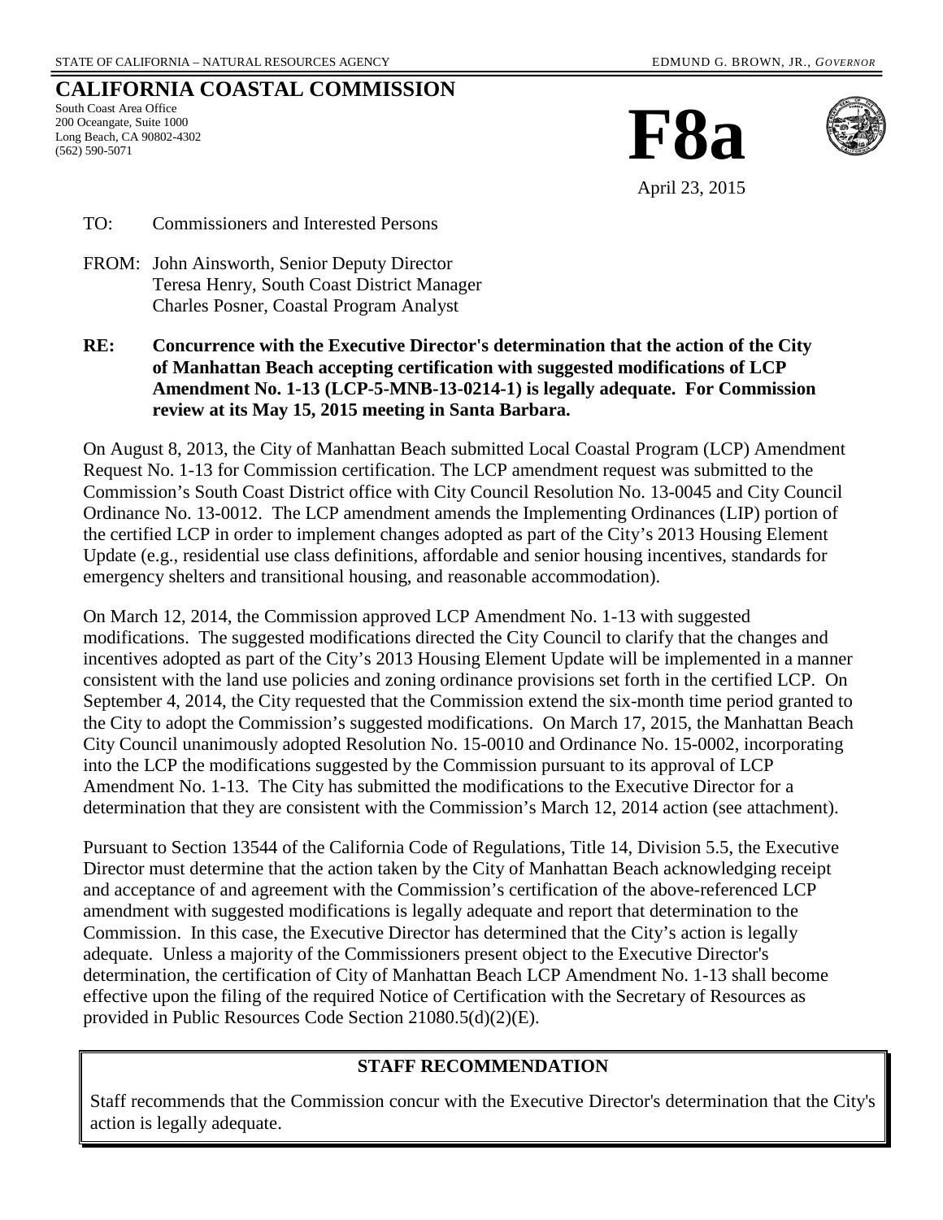STATE OF CALIFORNIA – NATURAL RESOURCES AGENCY EDMUND G. BROWN, JR., *GOVERNOR*

# CALIFORNIA COASTAL COMMISSION

South Coast Area Office
200 Oceangate, Suite 1000
Long Beach, CA 90802-4302
(562) 590-5071

# F8a

April 23, 2015

TO: Commissioners and Interested Persons

FROM: John Ainsworth, Senior Deputy Director
Teresa Henry, South Coast District Manager
Charles Posner, Coastal Program Analyst

**RE: Concurrence with the Executive Director's determination that the action of the City of Manhattan Beach accepting certification with suggested modifications of LCP Amendment No. 1-13 (LCP-5-MNB-13-0214-1) is legally adequate. For Commission review at its May 15, 2015 meeting in Santa Barbara.**

On August 8, 2013, the City of Manhattan Beach submitted Local Coastal Program (LCP) Amendment Request No. 1-13 for Commission certification. The LCP amendment request was submitted to the Commission's South Coast District office with City Council Resolution No. 13-0045 and City Council Ordinance No. 13-0012. The LCP amendment amends the Implementing Ordinances (LIP) portion of the certified LCP in order to implement changes adopted as part of the City's 2013 Housing Element Update (e.g., residential use class definitions, affordable and senior housing incentives, standards for emergency shelters and transitional housing, and reasonable accommodation).

On March 12, 2014, the Commission approved LCP Amendment No. 1-13 with suggested modifications. The suggested modifications directed the City Council to clarify that the changes and incentives adopted as part of the City's 2013 Housing Element Update will be implemented in a manner consistent with the land use policies and zoning ordinance provisions set forth in the certified LCP. On September 4, 2014, the City requested that the Commission extend the six-month time period granted to the City to adopt the Commission's suggested modifications. On March 17, 2015, the Manhattan Beach City Council unanimously adopted Resolution No. 15-0010 and Ordinance No. 15-0002, incorporating into the LCP the modifications suggested by the Commission pursuant to its approval of LCP Amendment No. 1-13. The City has submitted the modifications to the Executive Director for a determination that they are consistent with the Commission's March 12, 2014 action (see attachment).

Pursuant to Section 13544 of the California Code of Regulations, Title 14, Division 5.5, the Executive Director must determine that the action taken by the City of Manhattan Beach acknowledging receipt and acceptance of and agreement with the Commission's certification of the above-referenced LCP amendment with suggested modifications is legally adequate and report that determination to the Commission. In this case, the Executive Director has determined that the City's action is legally adequate. Unless a majority of the Commissioners present object to the Executive Director's determination, the certification of City of Manhattan Beach LCP Amendment No. 1-13 shall become effective upon the filing of the required Notice of Certification with the Secretary of Resources as provided in Public Resources Code Section 21080.5(d)(2)(E).

**STAFF RECOMMENDATION**

Staff recommends that the Commission concur with the Executive Director's determination that the City's action is legally adequate.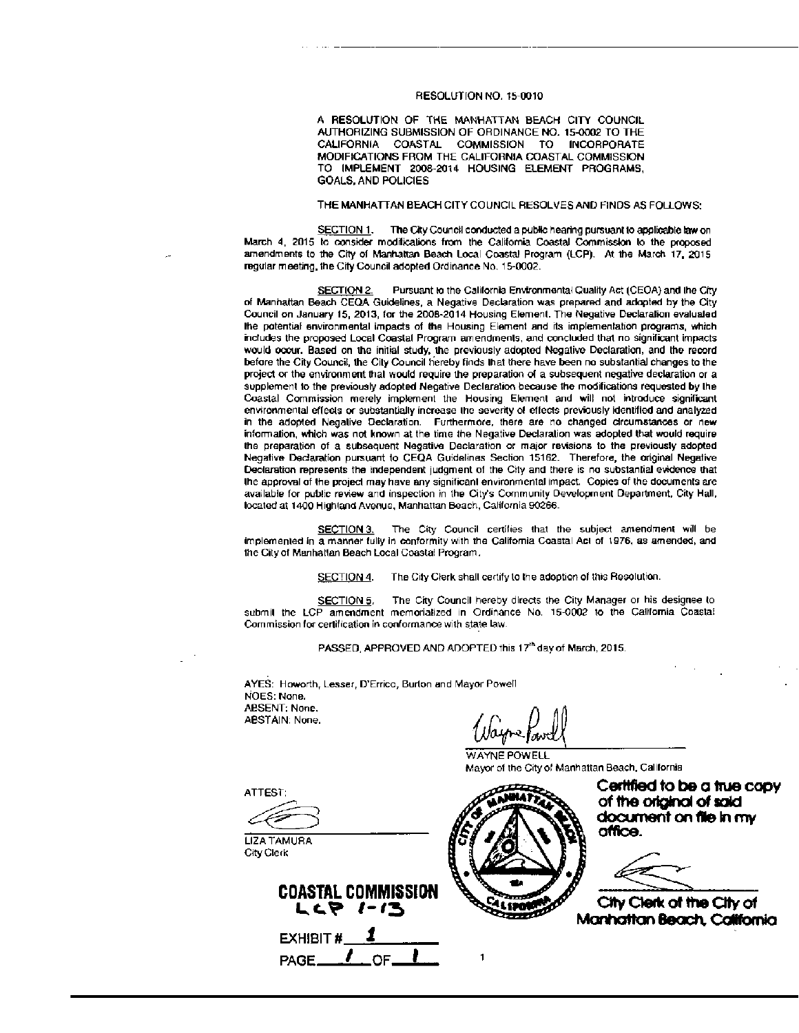RESOLUTION NO. 15-0010

A RESOLUTION OF THE MANHATTAN BEACH CITY COUNCIL AUTHORIZING SUBMISSION OF ORDINANCE NO. 15-0002 TO THE CALIFORNIA COASTAL COMMISSION TO INCORPORATE MODIFICATIONS FROM THE CALIFORNIA COASTAL COMMISSION TO IMPLEMENT 2008-2014 HOUSING ELEMENT PROGRAMS, GOALS, AND POLICIES

THE MANHATTAN BEACH CITY COUNCIL RESOLVES AND FINDS AS FOLLOWS:

SECTION 1. The City Council conducted a public hearing pursuant to applicable law on March 4, 2015 to consider modifications from the California Coastal Commission to the proposed amendments to the City of Manhattan Beach Local Coastal Program (LCP). At the March 17, 2015 regular meeting, the City Council adopted Ordinance No. 15-0002.

SECTION 2. Pursuant to the California Environmental Quality Act (CEQA) and the City of Manhattan Beach CEQA Guidelines, a Negative Declaration was prepared and adopted by the City Council on January 15, 2013, for the 2008-2014 Housing Element. The Negative Declaration evaluated the potential environmental impacts of the Housing Element and its implementation programs, which includes the proposed Local Coastal Program amendments, and concluded that no significant impacts would occur. Based on the initial study, the previously adopted Negative Declaration, and the record before the City Council, the City Council hereby finds that there have been no substantial changes to the project or the environment that would require the preparation of a subsequent negative declaration or a supplement to the previously adopted Negative Declaration because the modifications requested by the Coastal Commission merely implement the Housing Element and will not introduce significant environmental effects or substantially increase the severity of effects previously identified and analyzed in the adopted Negative Declaration. Furthermore, there are no changed circumstances or new information, which was not known at the time the Negative Declaration was adopted that would require the preparation of a subsequent Negative Declaration or major revisions to the previously adopted Negative Declaration pursuant to CEQA Guidelines Section 15162. Therefore, the original Negative Declaration represents the independent judgment of the City and there is no substantial evidence that the approval of the project may have any significant environmental impact. Copies of the documents are available for public review and inspection in the City's Community Development Department, City Hall, located at 1400 Highland Avenue, Manhattan Beach, California 90266.

SECTION 3. The City Council certifies that the subject amendment will be implemented in a manner fully in conformity with the California Coastal Act of 1976, as amended, and the City of Manhattan Beach Local Coastal Program.

SECTION 4. The City Clerk shall certify to the adoption of this Resolution.

SECTION 5. The City Council hereby directs the City Manager or his designee to submit the LCP amendment memorialized in Ordinance No. 15-0002 to the California Coastal Commission for certification in conformance with state law.

PASSED, APPROVED AND ADOPTED this 17th day of March, 2015.

AYES: Howorth, Lesser, D'Errico, Burton and Mayor Powell
NOES: None.
ABSENT: None.
ABSTAIN: None.

WAYNE POWELL
Mayor of the City of Manhattan Beach, California

ATTEST:

LIZA TAMURA
City Clerk

Certified to be a true copy of the original of said document on file in my office.

City Clerk of the City of Manhattan Beach, California

**COASTAL COMMISSION**
LCP 1-13

EXHIBIT # 1
PAGE 1 OF 1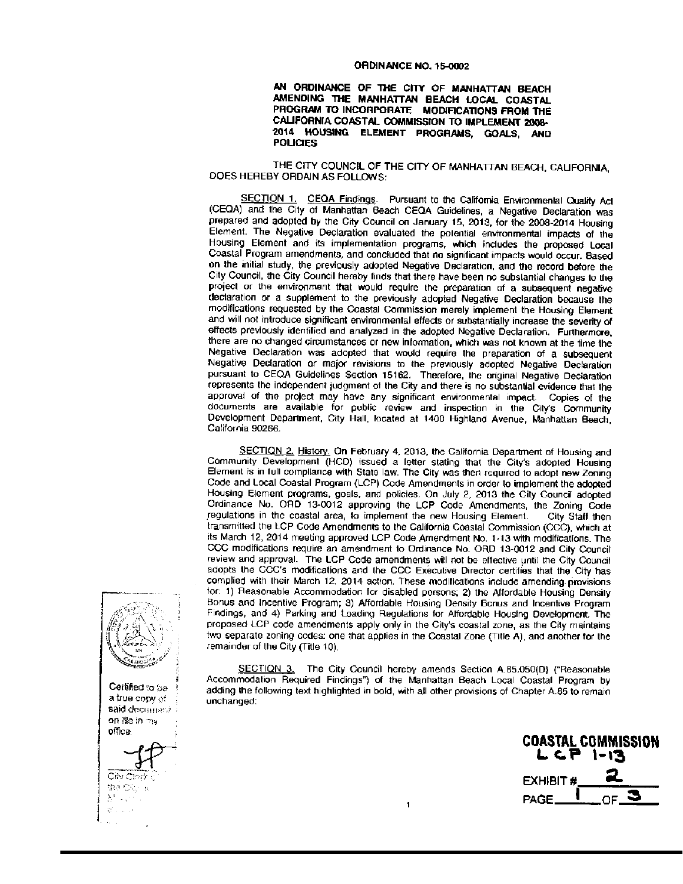**ORDINANCE NO. 15-0002**

**AN ORDINANCE OF THE CITY OF MANHATTAN BEACH AMENDING THE MANHATTAN BEACH LOCAL COASTAL PROGRAM TO INCORPORATE MODIFICATIONS FROM THE CALIFORNIA COASTAL COMMISSION TO IMPLEMENT 2008-2014 HOUSING ELEMENT PROGRAMS, GOALS, AND POLICIES**

THE CITY COUNCIL OF THE CITY OF MANHATTAN BEACH, CALIFORNIA, DOES HEREBY ORDAIN AS FOLLOWS:

SECTION 1. CEQA Findings. Pursuant to the California Environmental Quality Act (CEQA) and the City of Manhattan Beach CEQA Guidelines, a Negative Declaration was prepared and adopted by the City Council on January 15, 2013, for the 2008-2014 Housing Element. The Negative Declaration evaluated the potential environmental impacts of the Housing Element and its implementation programs, which includes the proposed Local Coastal Program amendments, and concluded that no significant impacts would occur. Based on the initial study, the previously adopted Negative Declaration, and the record before the City Council, the City Council hereby finds that there have been no substantial changes to the project or the environment that would require the preparation of a subsequent negative declaration or a supplement to the previously adopted Negative Declaration because the modifications requested by the Coastal Commission merely implement the Housing Element and will not introduce significant environmental effects or substantially increase the severity of effects previously identified and analyzed in the adopted Negative Declaration. Furthermore, there are no changed circumstances or new information, which was not known at the time the Negative Declaration was adopted that would require the preparation of a subsequent Negative Declaration or major revisions to the previously adopted Negative Declaration pursuant to CEQA Guidelines Section 15162. Therefore, the original Negative Declaration represents the independent judgment of the City and there is no substantial evidence that the approval of the project may have any significant environmental impact. Copies of the documents are available for public review and inspection in the City's Community Development Department, City Hall, located at 1400 Highland Avenue, Manhattan Beach, California 90266.

SECTION 2. History. On February 4, 2013, the California Department of Housing and Community Development (HCD) issued a letter stating that the City's adopted Housing Element is in full compliance with State law. The City was then required to adopt new Zoning Code and Local Coastal Program (LCP) Code Amendments in order to implement the adopted Housing Element programs, goals, and policies. On July 2, 2013 the City Council adopted Ordinance No. ORD 13-0012 approving the LCP Code Amendments, the Zoning Code regulations in the coastal area, to implement the new Housing Element. City Staff then transmitted the LCP Code Amendments to the California Coastal Commission (CCC), which at its March 12, 2014 meeting approved LCP Code Amendment No. 1-13 with modifications. The CCC modifications require an amendment to Ordinance No. ORD 13-0012 and City Council review and approval. The LCP Code amendments will not be effective until the City Council adopts the CCC's modifications and the CCC Executive Director certifies that the City has complied with their March 12, 2014 action. These modifications include amending provisions for: 1) Reasonable Accommodation for disabled persons; 2) the Affordable Housing Density Bonus and Incentive Program; 3) Affordable Housing Density Bonus and Incentive Program Findings, and 4) Parking and Loading Regulations for Affordable Housing Development. The proposed LCP code amendments apply only in the City's coastal zone, as the City maintains two separate zoning codes: one that applies in the Coastal Zone (Title A), and another for the remainder of the City (Title 10).

SECTION 3. The City Council hereby amends Section A.85.050(D) ("Reasonable Accommodation Required Findings") of the Manhattan Beach Local Coastal Program by adding the following text highlighted in bold, with all other provisions of Chapter A.85 to remain unchanged:

Certified to be a true copy of said document on file in my office.

City Clerk

**COASTAL COMMISSION**
**LCP 1-13**
EXHIBIT # 2
PAGE 1 OF 3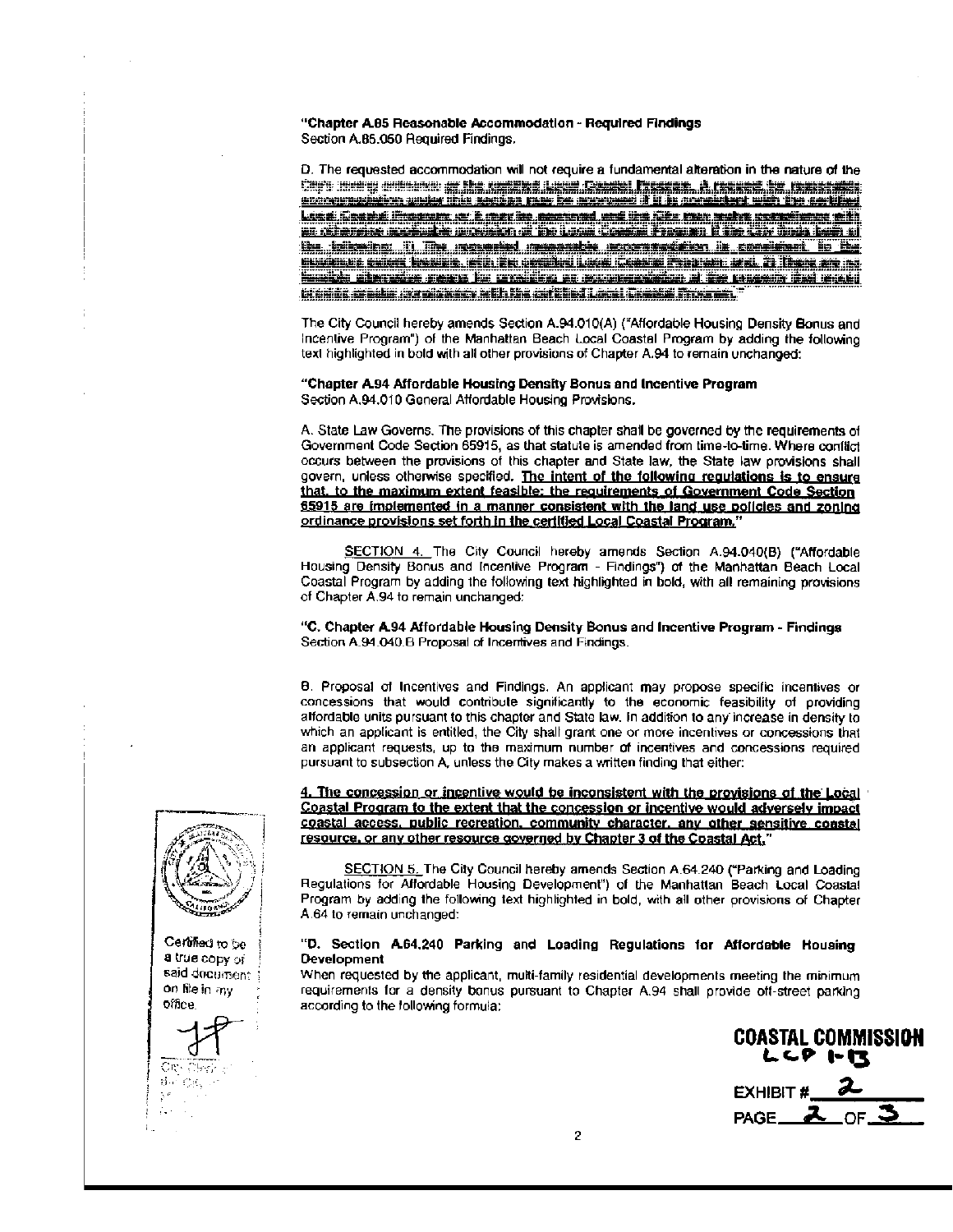"**Chapter A.85 Reasonable Accommodation - Required Findings**
Section A.85.050 Required Findings.

D. The requested accommodation will not require a fundamental alteration in the nature of the City's zoning ordinance or the certified Local Coastal Program. A request for reasonable accommodation under this section may be approved if it is consistent with the certified Local Coastal Program, or it may be approved and the City may waive compliance with an otherwise applicable provision of the Local Coastal Program if the City finds both of the following: 1) The requested reasonable accommodation is consistent, to the maximum extent feasible, with the certified Local Coastal Program; and, 2) There are no feasible alternative means for providing an accommodation at the property that would provide greater consistency with the certified Local Coastal Program."

The City Council hereby amends Section A.94.010(A) ("Affordable Housing Density Bonus and Incentive Program") of the Manhattan Beach Local Coastal Program by adding the following text highlighted in bold with all other provisions of Chapter A.94 to remain unchanged:

"**Chapter A.94 Affordable Housing Density Bonus and Incentive Program**
Section A.94.010 General Affordable Housing Provisions.

A. State Law Governs. The provisions of this chapter shall be governed by the requirements of Government Code Section 65915, as that statute is amended from time-to-time. Where conflict occurs between the provisions of this chapter and State law, the State law provisions shall govern, unless otherwise specified. **The intent of the following regulations is to ensure that, to the maximum extent feasible; the requirements of Government Code Section 65915 are implemented in a manner consistent with the land use policies and zoning ordinance provisions set forth in the certified Local Coastal Program.**"

SECTION 4. The City Council hereby amends Section A.94.040(B) ("Affordable Housing Density Bonus and Incentive Program - Findings") of the Manhattan Beach Local Coastal Program by adding the following text highlighted in bold, with all remaining provisions of Chapter A.94 to remain unchanged:

"**C. Chapter A.94 Affordable Housing Density Bonus and Incentive Program - Findings**
Section A.94.040.B Proposal of Incentives and Findings.

B. Proposal of Incentives and Findings. An applicant may propose specific incentives or concessions that would contribute significantly to the economic feasibility of providing affordable units pursuant to this chapter and State law. In addition to any increase in density to which an applicant is entitled, the City shall grant one or more incentives or concessions that an applicant requests, up to the maximum number of incentives and concessions required pursuant to subsection A, unless the City makes a written finding that either:

**4. The concession or incentive would be inconsistent with the provisions of the Local Coastal Program to the extent that the concession or incentive would adversely impact coastal access, public recreation, community character, any other sensitive coastal resource, or any other resource governed by Chapter 3 of the Coastal Act.**"

SECTION 5. The City Council hereby amends Section A.64.240 ("Parking and Loading Regulations for Affordable Housing Development") of the Manhattan Beach Local Coastal Program by adding the following text highlighted in bold, with all other provisions of Chapter A.64 to remain unchanged:

"**D. Section A.64.240 Parking and Loading Regulations for Affordable Housing Development**
When requested by the applicant, multi-family residential developments meeting the minimum requirements for a density bonus pursuant to Chapter A.94 shall provide off-street parking according to the following formula:

Certified to be a true copy of said document on file in my office.

COASTAL COMMISSION
LCP 1-13
EXHIBIT # 2
PAGE 2 OF 3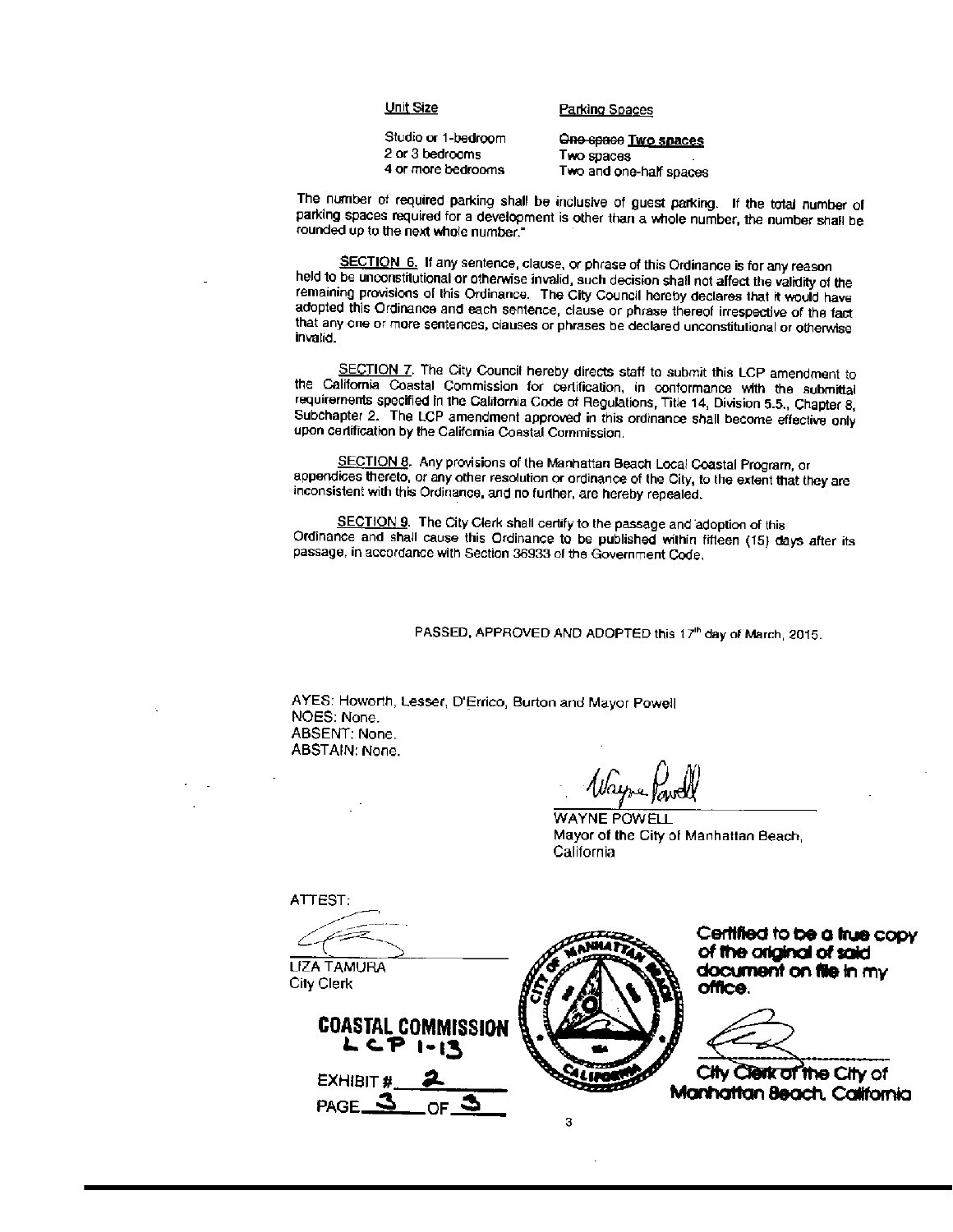| Unit Size | Parking Spaces |
|---|---|
| Studio or 1-bedroom | ~~One space~~ **Two spaces** |
| 2 or 3 bedrooms | Two spaces |
| 4 or more bedrooms | Two and one-half spaces |

The number of required parking shall be inclusive of guest parking. If the total number of parking spaces required for a development is other than a whole number, the number shall be rounded up to the next whole number."

SECTION 6. If any sentence, clause, or phrase of this Ordinance is for any reason held to be unconstitutional or otherwise invalid, such decision shall not affect the validity of the remaining provisions of this Ordinance. The City Council hereby declares that it would have adopted this Ordinance and each sentence, clause or phrase thereof irrespective of the fact that any one or more sentences, clauses or phrases be declared unconstitutional or otherwise invalid.

SECTION 7. The City Council hereby directs staff to submit this LCP amendment to the California Coastal Commission for certification, in conformance with the submittal requirements specified in the California Code of Regulations, Title 14, Division 5.5., Chapter 8, Subchapter 2. The LCP amendment approved in this ordinance shall become effective only upon certification by the California Coastal Commission.

SECTION 8. Any provisions of the Manhattan Beach Local Coastal Program, or appendices thereto, or any other resolution or ordinance of the City, to the extent that they are inconsistent with this Ordinance, and no further, are hereby repealed.

SECTION 9. The City Clerk shall certify to the passage and adoption of this Ordinance and shall cause this Ordinance to be published within fifteen (15) days after its passage, in accordance with Section 36933 of the Government Code.

PASSED, APPROVED AND ADOPTED this 17th day of March, 2015.

AYES: Howorth, Lesser, D'Errico, Burton and Mayor Powell
NOES: None.
ABSENT: None.
ABSTAIN: None.

WAYNE POWELL
Mayor of the City of Manhattan Beach, California

ATTEST:

LIZA TAMURA
City Clerk

**COASTAL COMMISSION**
**LCP 1-13**

EXHIBIT # 2
PAGE 3 OF 3

Certified to be a true copy of the original of said document on file in my office.

City Clerk of the City of Manhattan Beach, California